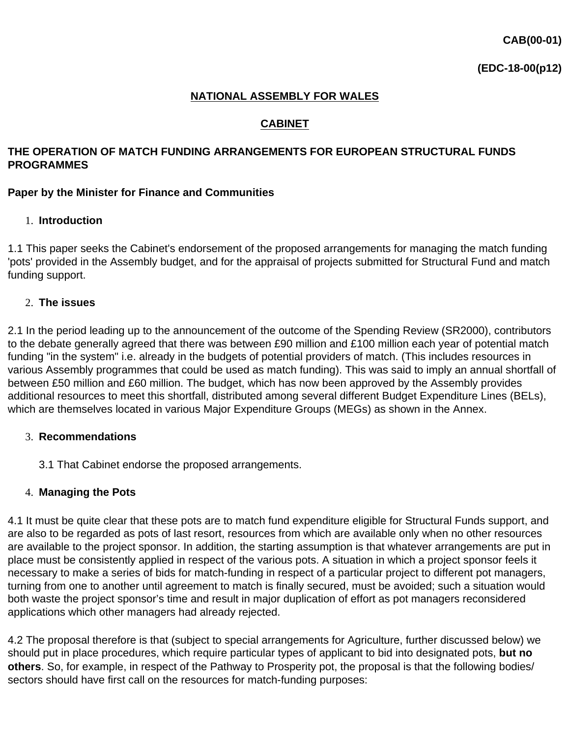**CAB(00-01)**

**(EDC-18-00(p12)**

**NATIONAL ASSEMBLY FOR WALES**

**CABINET**

# THE OPERATION OF MATCH FUNDING ARRANGEMENTS FOR EUROPEAN STRUCTURAL FUNDS PROGRAMMES

**Paper by the Minister for Finance and Communities**

## 1. Introduction

1.1 This paper seeks the Cabinet's endorsement of the proposed arrangements for managing the match funding 'pots' provided in the Assembly budget, and for the appraisal of projects submitted for Structural Fund and match funding support.

## 2. The issues

2.1 In the period leading up to the announcement of the outcome of the Spending Review (SR2000), contributors to the debate generally agreed that there was between £90 million and £100 million each year of potential match funding "in the system" i.e. already in the budgets of potential providers of match. (This includes resources in various Assembly programmes that could be used as match funding). This was said to imply an annual shortfall of between £50 million and £60 million. The budget, which has now been approved by the Assembly provides additional resources to meet this shortfall, distributed among several different Budget Expenditure Lines (BELs), which are themselves located in various Major Expenditure Groups (MEGs) as shown in the Annex.

## 3. Recommendations

3.1 That Cabinet endorse the proposed arrangements.

## 4. Managing the Pots

4.1 It must be quite clear that these pots are to match fund expenditure eligible for Structural Funds support, and are also to be regarded as pots of last resort, resources from which are available only when no other resources are available to the project sponsor. In addition, the starting assumption is that whatever arrangements are put in place must be consistently applied in respect of the various pots. A situation in which a project sponsor feels it necessary to make a series of bids for match-funding in respect of a particular project to different pot managers, turning from one to another until agreement to match is finally secured, must be avoided; such a situation would both waste the project sponsor's time and result in major duplication of effort as pot managers reconsidered applications which other managers had already rejected.

4.2 The proposal therefore is that (subject to special arrangements for Agriculture, further discussed below) we should put in place procedures, which require particular types of applicant to bid into designated pots, **but no others**. So, for example, in respect of the Pathway to Prosperity pot, the proposal is that the following bodies/ sectors should have first call on the resources for match-funding purposes: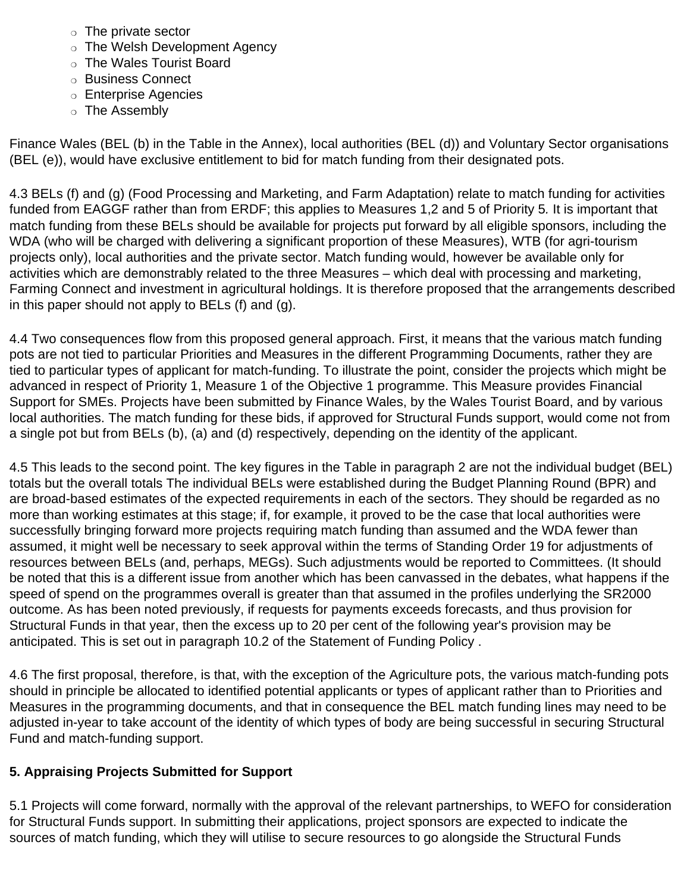- The private sector
- The Welsh Development Agency
- The Wales Tourist Board
- Business Connect
- Enterprise Agencies
- The Assembly

Finance Wales (BEL (b) in the Table in the Annex), local authorities (BEL (d)) and Voluntary Sector organisations (BEL (e)), would have exclusive entitlement to bid for match funding from their designated pots.

4.3 BELs (f) and (g) (Food Processing and Marketing, and Farm Adaptation) relate to match funding for activities funded from EAGGF rather than from ERDF; this applies to Measures 1,2 and 5 of Priority 5. It is important that match funding from these BELs should be available for projects put forward by all eligible sponsors, including the WDA (who will be charged with delivering a significant proportion of these Measures), WTB (for agri-tourism projects only), local authorities and the private sector. Match funding would, however be available only for activities which are demonstrably related to the three Measures – which deal with processing and marketing, Farming Connect and investment in agricultural holdings. It is therefore proposed that the arrangements described in this paper should not apply to BELs (f) and (g).

4.4 Two consequences flow from this proposed general approach. First, it means that the various match funding pots are not tied to particular Priorities and Measures in the different Programming Documents, rather they are tied to particular types of applicant for match-funding. To illustrate the point, consider the projects which might be advanced in respect of Priority 1, Measure 1 of the Objective 1 programme. This Measure provides Financial Support for SMEs. Projects have been submitted by Finance Wales, by the Wales Tourist Board, and by various local authorities. The match funding for these bids, if approved for Structural Funds support, would come not from a single pot but from BELs (b), (a) and (d) respectively, depending on the identity of the applicant.

4.5 This leads to the second point. The key figures in the Table in paragraph 2 are not the individual budget (BEL) totals but the overall totals The individual BELs were established during the Budget Planning Round (BPR) and are broad-based estimates of the expected requirements in each of the sectors. They should be regarded as no more than working estimates at this stage; if, for example, it proved to be the case that local authorities were successfully bringing forward more projects requiring match funding than assumed and the WDA fewer than assumed, it might well be necessary to seek approval within the terms of Standing Order 19 for adjustments of resources between BELs (and, perhaps, MEGs). Such adjustments would be reported to Committees. (It should be noted that this is a different issue from another which has been canvassed in the debates, what happens if the speed of spend on the programmes overall is greater than that assumed in the profiles underlying the SR2000 outcome. As has been noted previously, if requests for payments exceeds forecasts, and thus provision for Structural Funds in that year, then the excess up to 20 per cent of the following year's provision may be anticipated. This is set out in paragraph 10.2 of the Statement of Funding Policy .

4.6 The first proposal, therefore, is that, with the exception of the Agriculture pots, the various match-funding pots should in principle be allocated to identified potential applicants or types of applicant rather than to Priorities and Measures in the programming documents, and that in consequence the BEL match funding lines may need to be adjusted in-year to take account of the identity of which types of body are being successful in securing Structural Fund and match-funding support.

**5. Appraising Projects Submitted for Support**

5.1 Projects will come forward, normally with the approval of the relevant partnerships, to WEFO for consideration for Structural Funds support. In submitting their applications, project sponsors are expected to indicate the sources of match funding, which they will utilise to secure resources to go alongside the Structural Funds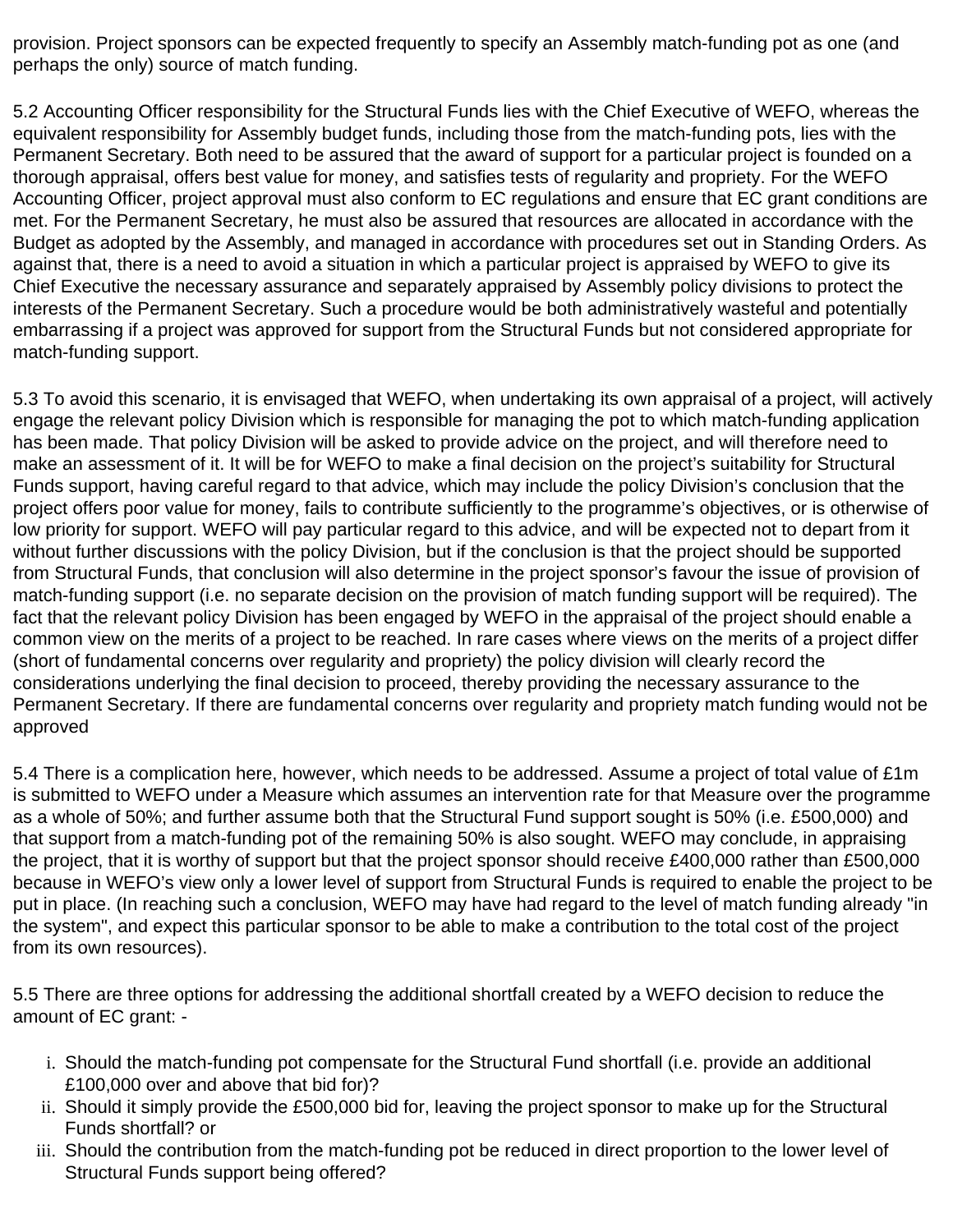provision. Project sponsors can be expected frequently to specify an Assembly match-funding pot as one (and perhaps the only) source of match funding.

5.2 Accounting Officer responsibility for the Structural Funds lies with the Chief Executive of WEFO, whereas the equivalent responsibility for Assembly budget funds, including those from the match-funding pots, lies with the Permanent Secretary. Both need to be assured that the award of support for a particular project is founded on a thorough appraisal, offers best value for money, and satisfies tests of regularity and propriety. For the WEFO Accounting Officer, project approval must also conform to EC regulations and ensure that EC grant conditions are met. For the Permanent Secretary, he must also be assured that resources are allocated in accordance with the Budget as adopted by the Assembly, and managed in accordance with procedures set out in Standing Orders. As against that, there is a need to avoid a situation in which a particular project is appraised by WEFO to give its Chief Executive the necessary assurance and separately appraised by Assembly policy divisions to protect the interests of the Permanent Secretary. Such a procedure would be both administratively wasteful and potentially embarrassing if a project was approved for support from the Structural Funds but not considered appropriate for match-funding support.

5.3 To avoid this scenario, it is envisaged that WEFO, when undertaking its own appraisal of a project, will actively engage the relevant policy Division which is responsible for managing the pot to which match-funding application has been made. That policy Division will be asked to provide advice on the project, and will therefore need to make an assessment of it. It will be for WEFO to make a final decision on the project's suitability for Structural Funds support, having careful regard to that advice, which may include the policy Division's conclusion that the project offers poor value for money, fails to contribute sufficiently to the programme's objectives, or is otherwise of low priority for support. WEFO will pay particular regard to this advice, and will be expected not to depart from it without further discussions with the policy Division, but if the conclusion is that the project should be supported from Structural Funds, that conclusion will also determine in the project sponsor's favour the issue of provision of match-funding support (i.e. no separate decision on the provision of match funding support will be required). The fact that the relevant policy Division has been engaged by WEFO in the appraisal of the project should enable a common view on the merits of a project to be reached. In rare cases where views on the merits of a project differ (short of fundamental concerns over regularity and propriety) the policy division will clearly record the considerations underlying the final decision to proceed, thereby providing the necessary assurance to the Permanent Secretary. If there are fundamental concerns over regularity and propriety match funding would not be approved

5.4 There is a complication here, however, which needs to be addressed. Assume a project of total value of £1m is submitted to WEFO under a Measure which assumes an intervention rate for that Measure over the programme as a whole of 50%; and further assume both that the Structural Fund support sought is 50% (i.e. £500,000) and that support from a match-funding pot of the remaining 50% is also sought. WEFO may conclude, in appraising the project, that it is worthy of support but that the project sponsor should receive £400,000 rather than £500,000 because in WEFO's view only a lower level of support from Structural Funds is required to enable the project to be put in place. (In reaching such a conclusion, WEFO may have had regard to the level of match funding already "in the system", and expect this particular sponsor to be able to make a contribution to the total cost of the project from its own resources).

5.5 There are three options for addressing the additional shortfall created by a WEFO decision to reduce the amount of EC grant: -

i. Should the match-funding pot compensate for the Structural Fund shortfall (i.e. provide an additional £100,000 over and above that bid for)?
ii. Should it simply provide the £500,000 bid for, leaving the project sponsor to make up for the Structural Funds shortfall? or
iii. Should the contribution from the match-funding pot be reduced in direct proportion to the lower level of Structural Funds support being offered?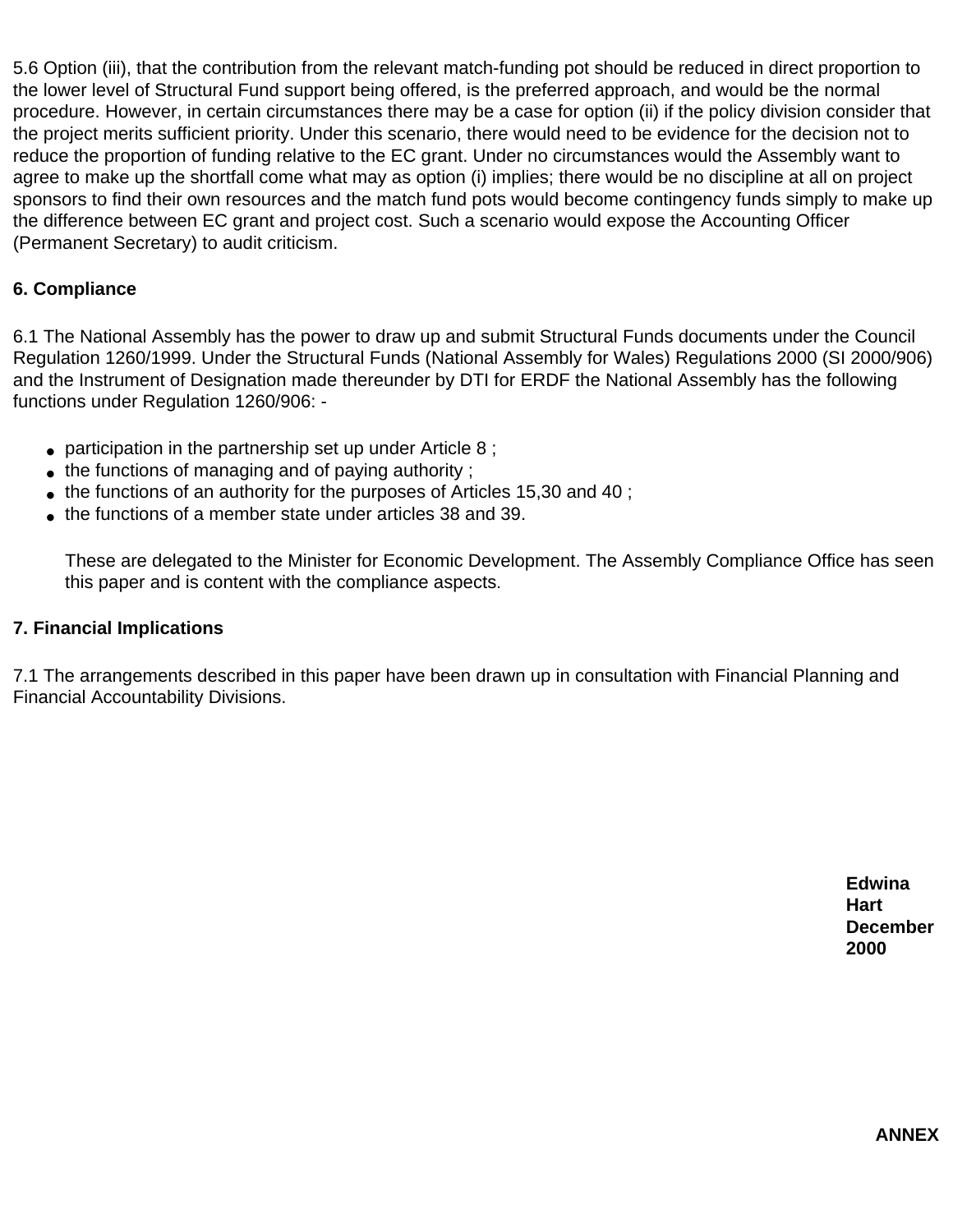5.6 Option (iii), that the contribution from the relevant match-funding pot should be reduced in direct proportion to the lower level of Structural Fund support being offered, is the preferred approach, and would be the normal procedure. However, in certain circumstances there may be a case for option (ii) if the policy division consider that the project merits sufficient priority. Under this scenario, there would need to be evidence for the decision not to reduce the proportion of funding relative to the EC grant. Under no circumstances would the Assembly want to agree to make up the shortfall come what may as option (i) implies; there would be no discipline at all on project sponsors to find their own resources and the match fund pots would become contingency funds simply to make up the difference between EC grant and project cost. Such a scenario would expose the Accounting Officer (Permanent Secretary) to audit criticism.

**6. Compliance**

6.1 The National Assembly has the power to draw up and submit Structural Funds documents under the Council Regulation 1260/1999. Under the Structural Funds (National Assembly for Wales) Regulations 2000 (SI 2000/906) and the Instrument of Designation made thereunder by DTI for ERDF the National Assembly has the following functions under Regulation 1260/906: -

- participation in the partnership set up under Article 8 ;
- the functions of managing and of paying authority ;
- the functions of an authority for the purposes of Articles 15,30 and 40 ;
- the functions of a member state under articles 38 and 39.

These are delegated to the Minister for Economic Development. The Assembly Compliance Office has seen this paper and is content with the compliance aspects.

**7. Financial Implications**

7.1 The arrangements described in this paper have been drawn up in consultation with Financial Planning and Financial Accountability Divisions.

**Edwina Hart**
**December 2000**

**ANNEX**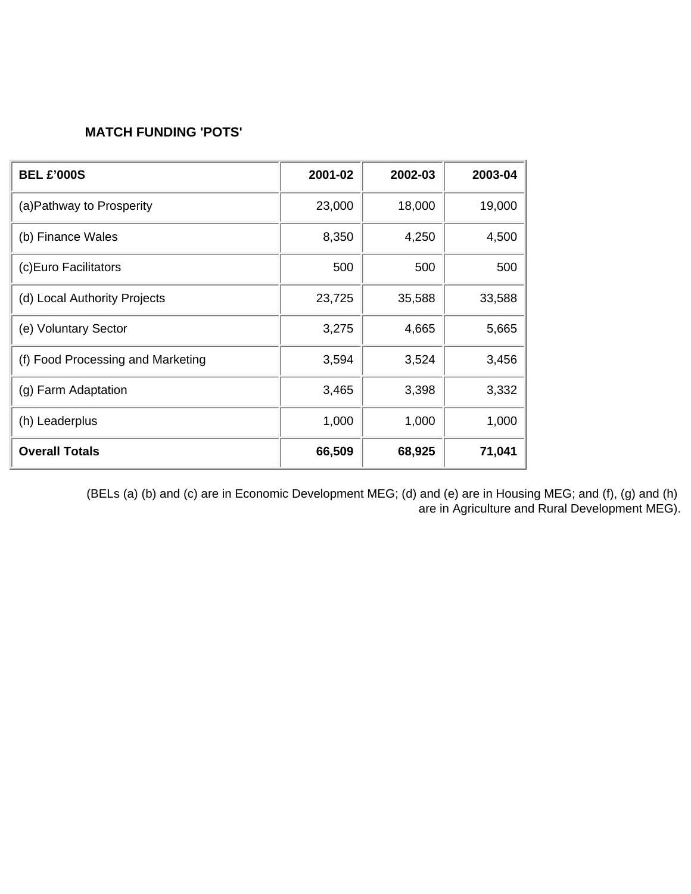**MATCH FUNDING 'POTS'**

| **BEL £'000S** | **2001-02** | **2002-03** | **2003-04** |
|---|---|---|---|
| (a)Pathway to Prosperity | 23,000 | 18,000 | 19,000 |
| (b) Finance Wales | 8,350 | 4,250 | 4,500 |
| (c)Euro Facilitators | 500 | 500 | 500 |
| (d) Local Authority Projects | 23,725 | 35,588 | 33,588 |
| (e) Voluntary Sector | 3,275 | 4,665 | 5,665 |
| (f) Food Processing and Marketing | 3,594 | 3,524 | 3,456 |
| (g) Farm Adaptation | 3,465 | 3,398 | 3,332 |
| (h) Leaderplus | 1,000 | 1,000 | 1,000 |
| **Overall Totals** | **66,509** | **68,925** | **71,041** |

(BELs (a) (b) and (c) are in Economic Development MEG; (d) and (e) are in Housing MEG; and (f), (g) and (h) are in Agriculture and Rural Development MEG).